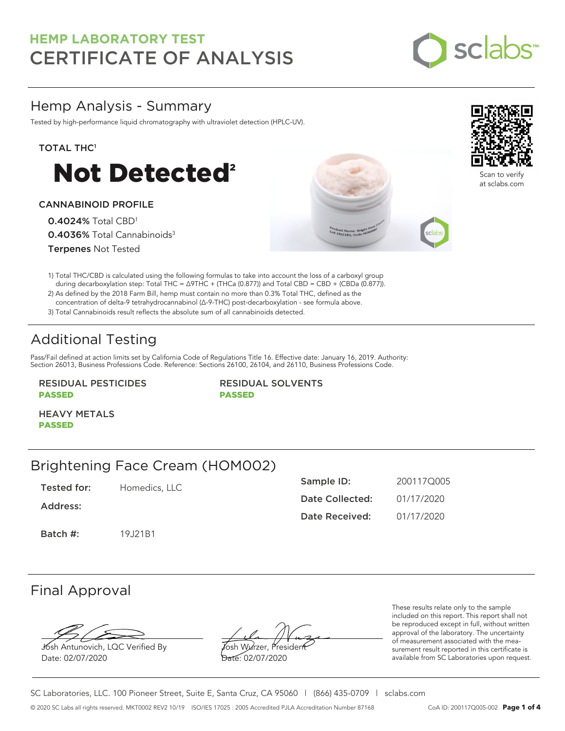# HEMP LABORATORY TEST
# CERTIFICATE OF ANALYSIS

## Hemp Analysis - Summary

Tested by high-performance liquid chromatography with ultraviolet detection (HPLC-UV).

**TOTAL THC[1]**

# Not Detected[2]

**CANNABINOID PROFILE**

**0.4024%** Total CBD[1]
**0.4036%** Total Cannabinoids[3]
**Terpenes** Not Tested

Scan to verify at sclabs.com

1) Total THC/CBD is calculated using the following formulas to take into account the loss of a carboxyl group during decarboxylation step: Total THC = Δ9THC + (THCa (0.877)) and Total CBD = CBD + (CBDa (0.877)).
2) As defined by the 2018 Farm Bill, hemp must contain no more than 0.3% Total THC, defined as the concentration of delta-9 tetrahydrocannabinol (Δ-9-THC) post-decarboxylation - see formula above.
3) Total Cannabinoids result reflects the absolute sum of all cannabinoids detected.

## Additional Testing

Pass/Fail defined at action limits set by California Code of Regulations Title 16. Effective date: January 16, 2019. Authority: Section 26013, Business Professions Code. Reference: Sections 26100, 26104, and 26110, Business Professions Code.

**RESIDUAL PESTICIDES**
**PASSED**

**RESIDUAL SOLVENTS**
**PASSED**

**HEAVY METALS**
**PASSED**

## Brightening Face Cream (HOM002)

| | |
|---|---|
| **Tested for:** | Homedics, LLC |
| **Address:** | |
| **Batch #:** | 19J21B1 |
| **Sample ID:** | 200117Q005 |
| **Date Collected:** | 01/17/2020 |
| **Date Received:** | 01/17/2020 |

## Final Approval

Josh Antunovich, LQC Verified By
Date: 02/07/2020

Josh Wurzer, President
Date: 02/07/2020

These results relate only to the sample included on this report. This report shall not be reproduced except in full, without written approval of the laboratory. The uncertainty of measurement associated with the measurement result reported in this certificate is available from SC Laboratories upon request.

SC Laboratories, LLC. 100 Pioneer Street, Suite E, Santa Cruz, CA 95060 | (866) 435-0709 | sclabs.com

© 2020 SC Labs all rights reserved. MKT0002 REV2 10/19 ISO/IES 17025 : 2005 Accredited PJLA Accreditation Number 87168 CoA ID: 200117Q005-002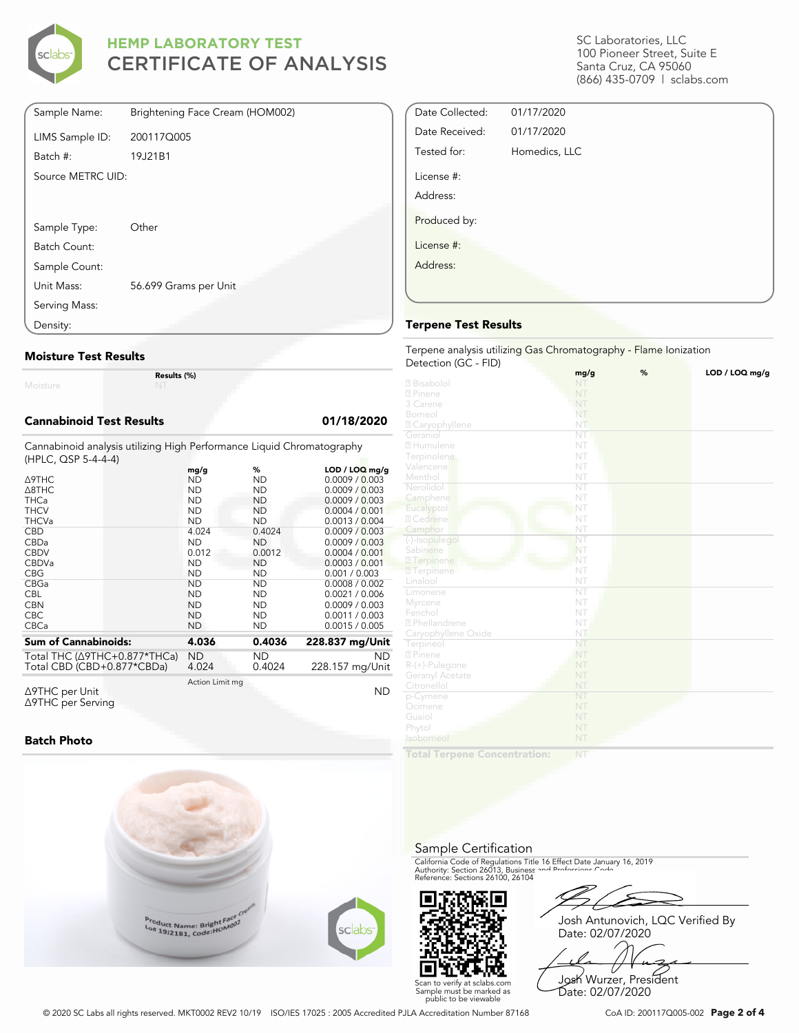# HEMP LABORATORY TEST
# CERTIFICATE OF ANALYSIS

SC Laboratories, LLC
100 Pioneer Street, Suite E
Santa Cruz, CA 95060
(866) 435-0709 | sclabs.com

| | |
|---|---|
| Sample Name: | Brightening Face Cream (HOM002) |
| LIMS Sample ID: | 200117Q005 |
| Batch #: | 19J21B1 |
| Source METRC UID: | |
| Sample Type: | Other |
| Batch Count: | |
| Sample Count: | |
| Unit Mass: | 56.699 Grams per Unit |
| Serving Mass: | |
| Density: | |

| | |
|---|---|
| Date Collected: | 01/17/2020 |
| Date Received: | 01/17/2020 |
| Tested for: | Homedics, LLC |
| License #: | |
| Address: | |
| Produced by: | |
| License #: | |
| Address: | |

## Moisture Test Results

| | Results (%) |
|---|---|
| Moisture | NT |

## Cannabinoid Test Results 01/18/2020

Cannabinoid analysis utilizing High Performance Liquid Chromatography (HPLC, QSP 5-4-4-4)

| | mg/g | % | LOD / LOQ mg/g |
|---|---|---|---|
| Δ9THC | ND | ND | 0.0009 / 0.003 |
| Δ8THC | ND | ND | 0.0009 / 0.003 |
| THCa | ND | ND | 0.0009 / 0.003 |
| THCV | ND | ND | 0.0004 / 0.001 |
| THCVa | ND | ND | 0.0013 / 0.004 |
| CBD | 4.024 | 0.4024 | 0.0009 / 0.003 |
| CBDa | ND | ND | 0.0009 / 0.003 |
| CBDV | 0.012 | 0.0012 | 0.0004 / 0.001 |
| CBDVa | ND | ND | 0.0003 / 0.001 |
| CBG | ND | ND | 0.001 / 0.003 |
| CBGa | ND | ND | 0.0008 / 0.002 |
| CBL | ND | ND | 0.0021 / 0.006 |
| CBN | ND | ND | 0.0009 / 0.003 |
| CBC | ND | ND | 0.0011 / 0.003 |
| CBCa | ND | ND | 0.0015 / 0.005 |
| **Sum of Cannabinoids:** | **4.036** | **0.4036** | **228.837 mg/Unit** |
| Total THC (Δ9THC+0.877*THCa) | ND | ND | ND |
| Total CBD (CBD+0.877*CBDa) | 4.024 | 0.4024 | 228.157 mg/Unit |

| | Action Limit mg | |
|---|---|---|
| Δ9THC per Unit | | ND |
| Δ9THC per Serving | | |

## Batch Photo

## Terpene Test Results

Terpene analysis utilizing Gas Chromatography - Flame Ionization Detection (GC - FID)

| | mg/g | % | LOD / LOQ mg/g |
|---|---|---|---|
| Bisabolol | NT | | |
| Pinene | NT | | |
| 3 Carene | NT | | |
| Borneol | NT | | |
| Caryophyllene | NT | | |
| Geraniol | NT | | |
| Humulene | NT | | |
| Terpinolene | NT | | |
| Valencene | NT | | |
| Menthol | NT | | |
| Nerolidol | NT | | |
| Camphene | NT | | |
| Eucalyptol | NT | | |
| Cedrene | NT | | |
| Camphor | NT | | |
| (-)-Isopulegol | NT | | |
| Sabinene | NT | | |
| Terpinene | NT | | |
| Terpinene | NT | | |
| Linalool | NT | | |
| Limonene | NT | | |
| Myrcene | NT | | |
| Fenchol | NT | | |
| Phellandrene | NT | | |
| Caryophyllene Oxide | NT | | |
| Terpineol | NT | | |
| Pinene | NT | | |
| R-(+)-Pulegone | NT | | |
| Geranyl Acetate | NT | | |
| Citronellol | NT | | |
| p-Cymene | NT | | |
| Ocimene | NT | | |
| Guaiol | NT | | |
| Phytol | NT | | |
| Isoborneol | NT | | |
| **Total Terpene Concentration:** | NT | | |

## Sample Certification

California Code of Regulations Title 16 Effect Date January 16, 2019
Authority: Section 26013, Business and Professions Code.
Reference: Sections 26100, 26104

Scan to verify at sclabs.com
Sample must be marked as public to be viewable

Josh Antunovich, LQC Verified By
Date: 02/07/2020

Josh Wurzer, President
Date: 02/07/2020

© 2020 SC Labs all rights reserved. MKT0002 REV2 10/19 ISO/IES 17025 : 2005 Accredited PJLA Accreditation Number 87168

CoA ID: 200117Q005-002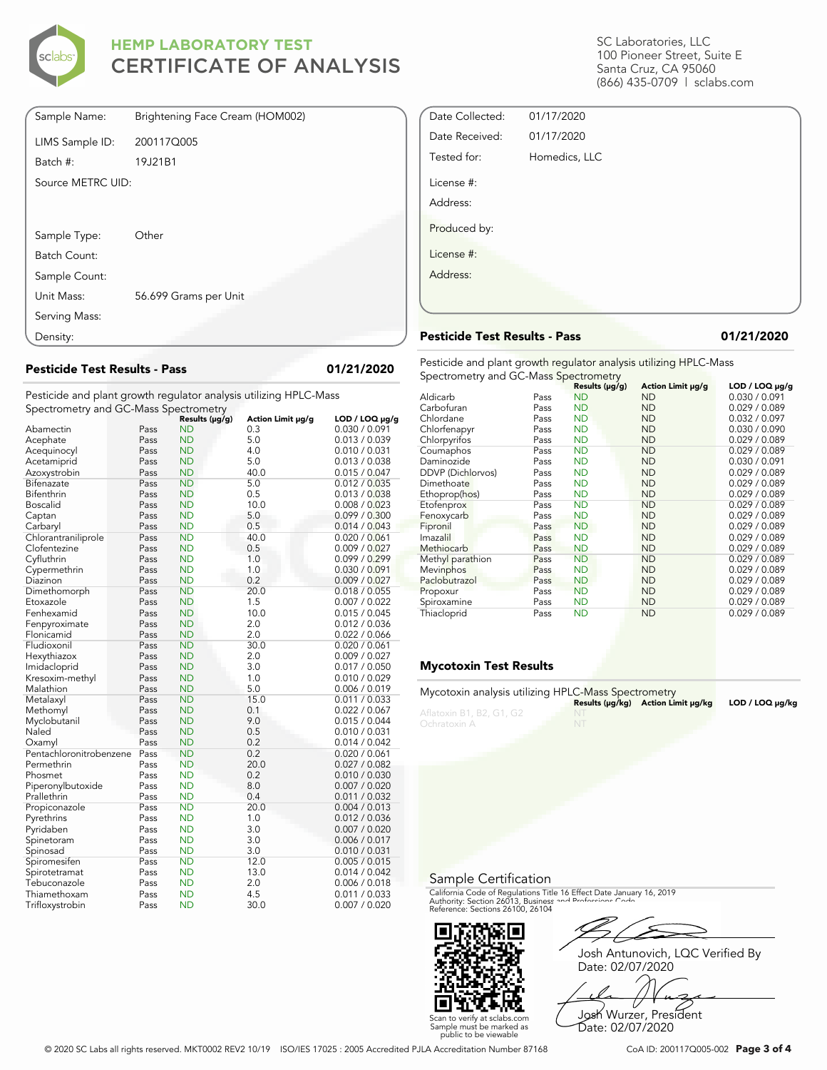# HEMP LABORATORY TEST
# CERTIFICATE OF ANALYSIS

SC Laboratories, LLC
100 Pioneer Street, Suite E
Santa Cruz, CA 95060
(866) 435-0709 | sclabs.com

| | |
|---|---|
| Sample Name: | Brightening Face Cream (HOM002) |
| LIMS Sample ID: | 200117Q005 |
| Batch #: | 19J21B1 |
| Source METRC UID: | |
| Sample Type: | Other |
| Batch Count: | |
| Sample Count: | |
| Unit Mass: | 56.699 Grams per Unit |
| Serving Mass: | |
| Density: | |

| | |
|---|---|
| Date Collected: | 01/17/2020 |
| Date Received: | 01/17/2020 |
| Tested for: | Homedics, LLC |
| License #: | |
| Address: | |
| Produced by: | |
| License #: | |
| Address: | |

## Pesticide Test Results - Pass

**01/21/2020**

Pesticide and plant growth regulator analysis utilizing HPLC-Mass Spectrometry and GC-Mass Spectrometry

| | | Results (μg/g) | Action Limit μg/g | LOD / LOQ μg/g |
|---|---|---|---|---|
| Abamectin | Pass | ND | 0.3 | 0.030 / 0.091 |
| Acephate | Pass | ND | 5.0 | 0.013 / 0.039 |
| Acequinocyl | Pass | ND | 4.0 | 0.010 / 0.031 |
| Acetamiprid | Pass | ND | 5.0 | 0.013 / 0.038 |
| Azoxystrobin | Pass | ND | 40.0 | 0.015 / 0.047 |
| Bifenazate | Pass | ND | 5.0 | 0.012 / 0.035 |
| Bifenthrin | Pass | ND | 0.5 | 0.013 / 0.038 |
| Boscalid | Pass | ND | 10.0 | 0.008 / 0.023 |
| Captan | Pass | ND | 5.0 | 0.099 / 0.300 |
| Carbaryl | Pass | ND | 0.5 | 0.014 / 0.043 |
| Chlorantraniliprole | Pass | ND | 40.0 | 0.020 / 0.061 |
| Clofentezine | Pass | ND | 0.5 | 0.009 / 0.027 |
| Cyfluthrin | Pass | ND | 1.0 | 0.099 / 0.299 |
| Cypermethrin | Pass | ND | 1.0 | 0.030 / 0.091 |
| Diazinon | Pass | ND | 0.2 | 0.009 / 0.027 |
| Dimethomorph | Pass | ND | 20.0 | 0.018 / 0.055 |
| Etoxazole | Pass | ND | 1.5 | 0.007 / 0.022 |
| Fenhexamid | Pass | ND | 10.0 | 0.015 / 0.045 |
| Fenpyroximate | Pass | ND | 2.0 | 0.012 / 0.036 |
| Flonicamid | Pass | ND | 2.0 | 0.022 / 0.066 |
| Fludioxonil | Pass | ND | 30.0 | 0.020 / 0.061 |
| Hexythiazox | Pass | ND | 2.0 | 0.009 / 0.027 |
| Imidacloprid | Pass | ND | 3.0 | 0.017 / 0.050 |
| Kresoxim-methyl | Pass | ND | 1.0 | 0.010 / 0.029 |
| Malathion | Pass | ND | 5.0 | 0.006 / 0.019 |
| Metalaxyl | Pass | ND | 15.0 | 0.011 / 0.033 |
| Methomyl | Pass | ND | 0.1 | 0.022 / 0.067 |
| Myclobutanil | Pass | ND | 9.0 | 0.015 / 0.044 |
| Naled | Pass | ND | 0.5 | 0.010 / 0.031 |
| Oxamyl | Pass | ND | 0.2 | 0.014 / 0.042 |
| Pentachloronitrobenzene | Pass | ND | 0.2 | 0.020 / 0.061 |
| Permethrin | Pass | ND | 20.0 | 0.027 / 0.082 |
| Phosmet | Pass | ND | 0.2 | 0.010 / 0.030 |
| Piperonylbutoxide | Pass | ND | 8.0 | 0.007 / 0.020 |
| Prallethrin | Pass | ND | 0.4 | 0.011 / 0.032 |
| Propiconazole | Pass | ND | 20.0 | 0.004 / 0.013 |
| Pyrethrins | Pass | ND | 1.0 | 0.012 / 0.036 |
| Pyridaben | Pass | ND | 3.0 | 0.007 / 0.020 |
| Spinetoram | Pass | ND | 3.0 | 0.006 / 0.017 |
| Spinosad | Pass | ND | 3.0 | 0.010 / 0.031 |
| Spiromesifen | Pass | ND | 12.0 | 0.005 / 0.015 |
| Spirotetramat | Pass | ND | 13.0 | 0.014 / 0.042 |
| Tebuconazole | Pass | ND | 2.0 | 0.006 / 0.018 |
| Thiamethoxam | Pass | ND | 4.5 | 0.011 / 0.033 |
| Trifloxystrobin | Pass | ND | 30.0 | 0.007 / 0.020 |

## Pesticide Test Results - Pass

**01/21/2020**

Pesticide and plant growth regulator analysis utilizing HPLC-Mass Spectrometry and GC-Mass Spectrometry

| | | Results (μg/g) | Action Limit μg/g | LOD / LOQ μg/g |
|---|---|---|---|---|
| Aldicarb | Pass | ND | ND | 0.030 / 0.091 |
| Carbofuran | Pass | ND | ND | 0.029 / 0.089 |
| Chlordane | Pass | ND | ND | 0.032 / 0.097 |
| Chlorfenapyr | Pass | ND | ND | 0.030 / 0.090 |
| Chlorpyrifos | Pass | ND | ND | 0.029 / 0.089 |
| Coumaphos | Pass | ND | ND | 0.029 / 0.089 |
| Daminozide | Pass | ND | ND | 0.030 / 0.091 |
| DDVP (Dichlorvos) | Pass | ND | ND | 0.029 / 0.089 |
| Dimethoate | Pass | ND | ND | 0.029 / 0.089 |
| Ethoprop(hos) | Pass | ND | ND | 0.029 / 0.089 |
| Etofenprox | Pass | ND | ND | 0.029 / 0.089 |
| Fenoxycarb | Pass | ND | ND | 0.029 / 0.089 |
| Fipronil | Pass | ND | ND | 0.029 / 0.089 |
| Imazalil | Pass | ND | ND | 0.029 / 0.089 |
| Methiocarb | Pass | ND | ND | 0.029 / 0.089 |
| Methyl parathion | Pass | ND | ND | 0.029 / 0.089 |
| Mevinphos | Pass | ND | ND | 0.029 / 0.089 |
| Paclobutrazol | Pass | ND | ND | 0.029 / 0.089 |
| Propoxur | Pass | ND | ND | 0.029 / 0.089 |
| Spiroxamine | Pass | ND | ND | 0.029 / 0.089 |
| Thiacloprid | Pass | ND | ND | 0.029 / 0.089 |

## Mycotoxin Test Results

Mycotoxin analysis utilizing HPLC-Mass Spectrometry

| | Results (μg/kg) | Action Limit μg/kg | LOD / LOQ μg/kg |
|---|---|---|---|
| Aflatoxin B1, B2, G1, G2 | NT | | |
| Ochratoxin A | NT | | |

## Sample Certification

California Code of Regulations Title 16 Effect Date January 16, 2019
Authority: Section 26013, Business and Professions Code.
Reference: Sections 26100, 26104

Scan to verify at sclabs.com
Sample must be marked as public to be viewable

Josh Antunovich, LQC Verified By
Date: 02/07/2020

Josh Wurzer, President
Date: 02/07/2020

© 2020 SC Labs all rights reserved. MKT0002 REV2 10/19 ISO/IES 17025 : 2005 Accredited PJLA Accreditation Number 87168

CoA ID: 200117Q005-002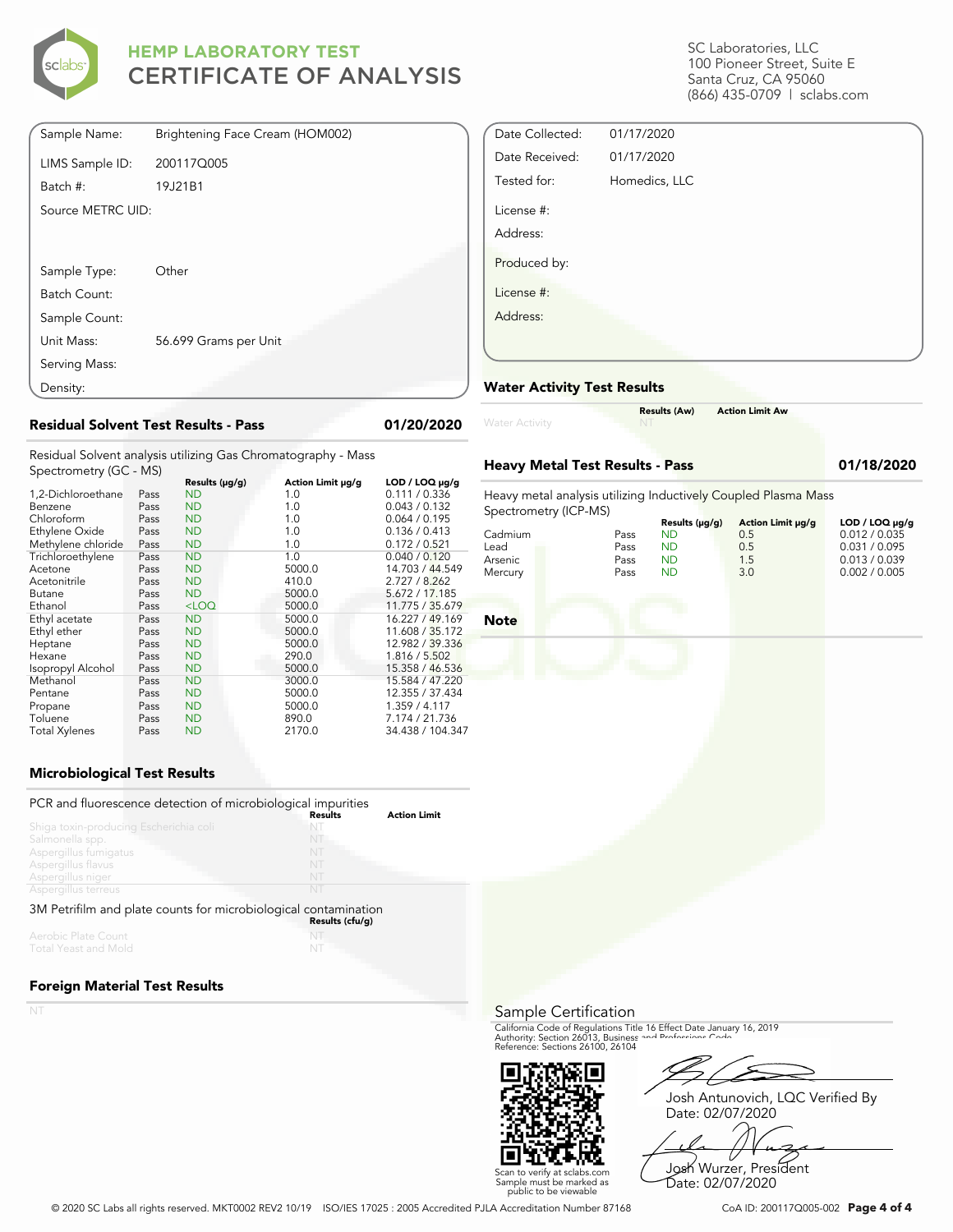# HEMP LABORATORY TEST
# CERTIFICATE OF ANALYSIS

SC Laboratories, LLC
100 Pioneer Street, Suite E
Santa Cruz, CA 95060
(866) 435-0709 | sclabs.com

| | |
|---|---|
| Sample Name: | Brightening Face Cream (HOM002) |
| LIMS Sample ID: | 200117Q005 |
| Batch #: | 19J21B1 |
| Source METRC UID: | |
| Sample Type: | Other |
| Batch Count: | |
| Sample Count: | |
| Unit Mass: | 56.699 Grams per Unit |
| Serving Mass: | |
| Density: | |

| | |
|---|---|
| Date Collected: | 01/17/2020 |
| Date Received: | 01/17/2020 |
| Tested for: | Homedics, LLC |
| License #: | |
| Address: | |
| Produced by: | |
| License #: | |
| Address: | |

## Residual Solvent Test Results - Pass

01/20/2020

Residual Solvent analysis utilizing Gas Chromatography - Mass Spectrometry (GC - MS)

| | | Results (µg/g) | Action Limit µg/g | LOD / LOQ µg/g |
|---|---|---|---|---|
| 1,2-Dichloroethane | Pass | ND | 1.0 | 0.111 / 0.336 |
| Benzene | Pass | ND | 1.0 | 0.043 / 0.132 |
| Chloroform | Pass | ND | 1.0 | 0.064 / 0.195 |
| Ethylene Oxide | Pass | ND | 1.0 | 0.136 / 0.413 |
| Methylene chloride | Pass | ND | 1.0 | 0.172 / 0.521 |
| Trichloroethylene | Pass | ND | 1.0 | 0.040 / 0.120 |
| Acetone | Pass | ND | 5000.0 | 14.703 / 44.549 |
| Acetonitrile | Pass | ND | 410.0 | 2.727 / 8.262 |
| Butane | Pass | ND | 5000.0 | 5.672 / 17.185 |
| Ethanol | Pass | <LOQ | 5000.0 | 11.775 / 35.679 |
| Ethyl acetate | Pass | ND | 5000.0 | 16.227 / 49.169 |
| Ethyl ether | Pass | ND | 5000.0 | 11.608 / 35.172 |
| Heptane | Pass | ND | 5000.0 | 12.982 / 39.336 |
| Hexane | Pass | ND | 290.0 | 1.816 / 5.502 |
| Isopropyl Alcohol | Pass | ND | 5000.0 | 15.358 / 46.536 |
| Methanol | Pass | ND | 3000.0 | 15.584 / 47.220 |
| Pentane | Pass | ND | 5000.0 | 12.355 / 37.434 |
| Propane | Pass | ND | 5000.0 | 1.359 / 4.117 |
| Toluene | Pass | ND | 890.0 | 7.174 / 21.736 |
| Total Xylenes | Pass | ND | 2170.0 | 34.438 / 104.347 |

## Water Activity Test Results

| | Results (Aw) | Action Limit Aw |
|---|---|---|
| Water Activity | NT | |

## Heavy Metal Test Results - Pass

01/18/2020

Heavy metal analysis utilizing Inductively Coupled Plasma Mass Spectrometry (ICP-MS)

| | | Results (µg/g) | Action Limit µg/g | LOD / LOQ µg/g |
|---|---|---|---|---|
| Cadmium | Pass | ND | 0.5 | 0.012 / 0.035 |
| Lead | Pass | ND | 0.5 | 0.031 / 0.095 |
| Arsenic | Pass | ND | 1.5 | 0.013 / 0.039 |
| Mercury | Pass | ND | 3.0 | 0.002 / 0.005 |

## Note

## Microbiological Test Results

PCR and fluorescence detection of microbiological impurities

| | Results | Action Limit |
|---|---|---|
| Shiga toxin-producing Escherichia coli | NT | |
| Salmonella spp. | NT | |
| Aspergillus fumigatus | NT | |
| Aspergillus flavus | NT | |
| Aspergillus niger | NT | |
| Aspergillus terreus | NT | |

3M Petrifilm and plate counts for microbiological contamination

| | Results (cfu/g) |
|---|---|
| Aerobic Plate Count | NT |
| Total Yeast and Mold | NT |

## Foreign Material Test Results

NT

## Sample Certification

California Code of Regulations Title 16 Effect Date January 16, 2019
Authority: Section 26013, Business and Professions Code.
Reference: Sections 26100, 26104

Scan to verify at sclabs.com
Sample must be marked as public to be viewable

Josh Antunovich, LQC Verified By
Date: 02/07/2020

Josh Wurzer, President
Date: 02/07/2020

© 2020 SC Labs all rights reserved. MKT0002 REV2 10/19 ISO/IES 17025 : 2005 Accredited PJLA Accreditation Number 87168

CoA ID: 200117Q005-002